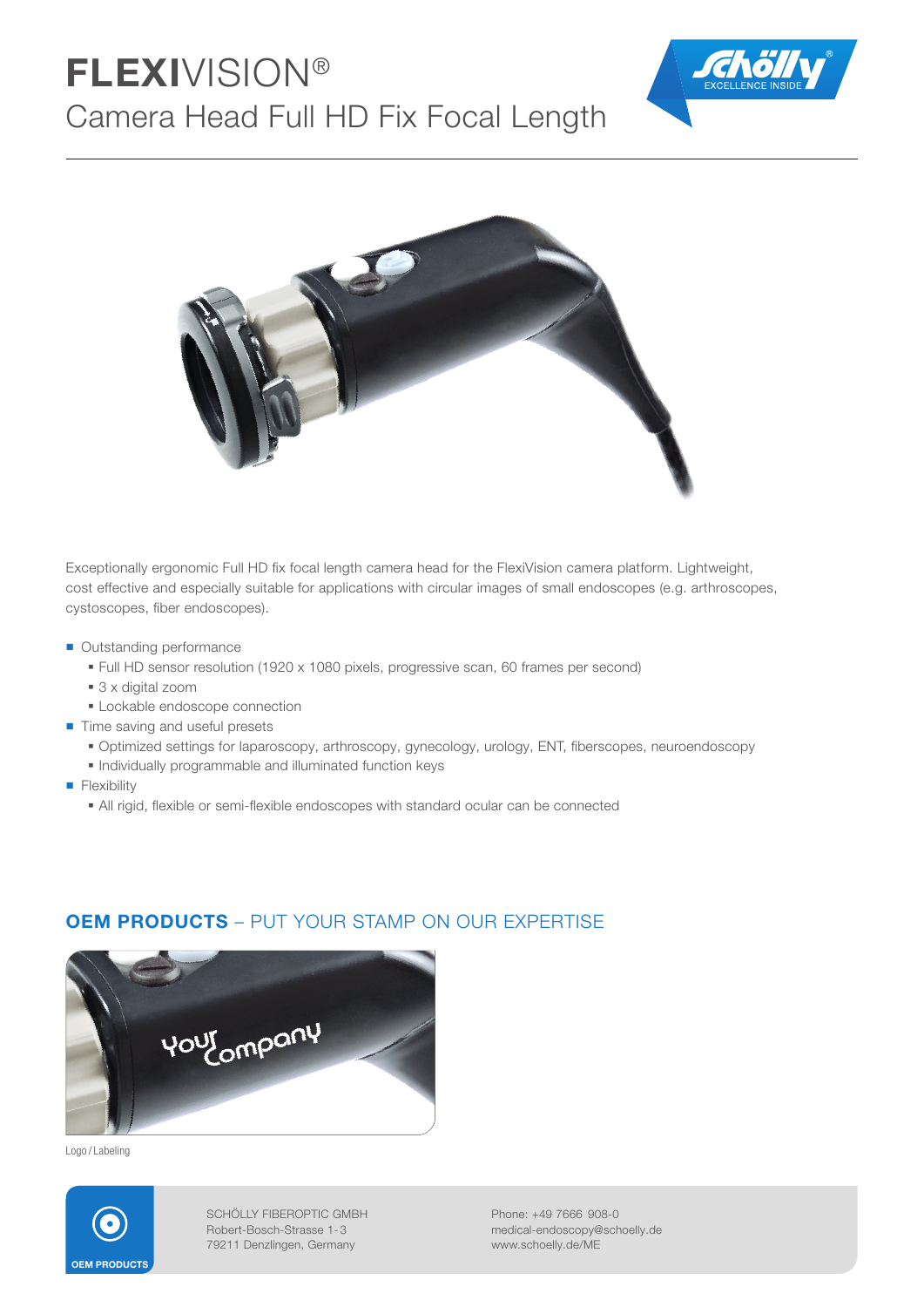# FLEXIVISION®

## Camera Head Full HD Fix Focal Length

Exceptionally ergonomic Full HD fix focal length camera head for the FlexiVision camera platform. Lightweight, cost effective and especially suitable for applications with circular images of small endoscopes (e.g. arthroscopes, cystoscopes, fiber endoscopes).

- Outstanding performance
  - Full HD sensor resolution (1920 x 1080 pixels, progressive scan, 60 frames per second)
  - 3 x digital zoom
  - Lockable endoscope connection
- Time saving and useful presets
  - Optimized settings for laparoscopy, arthroscopy, gynecology, urology, ENT, fiberscopes, neuroendoscopy
  - Individually programmable and illuminated function keys
- Flexibility
  - All rigid, flexible or semi-flexible endoscopes with standard ocular can be connected

## OEM PRODUCTS – PUT YOUR STAMP ON OUR EXPERTISE

Logo / Labeling

OEM PRODUCTS

SCHÖLLY FIBEROPTIC GMBH
Robert-Bosch-Strasse 1-3
79211 Denzlingen, Germany

Phone: +49 7666 908-0
medical-endoscopy@schoelly.de
www.schoelly.de/ME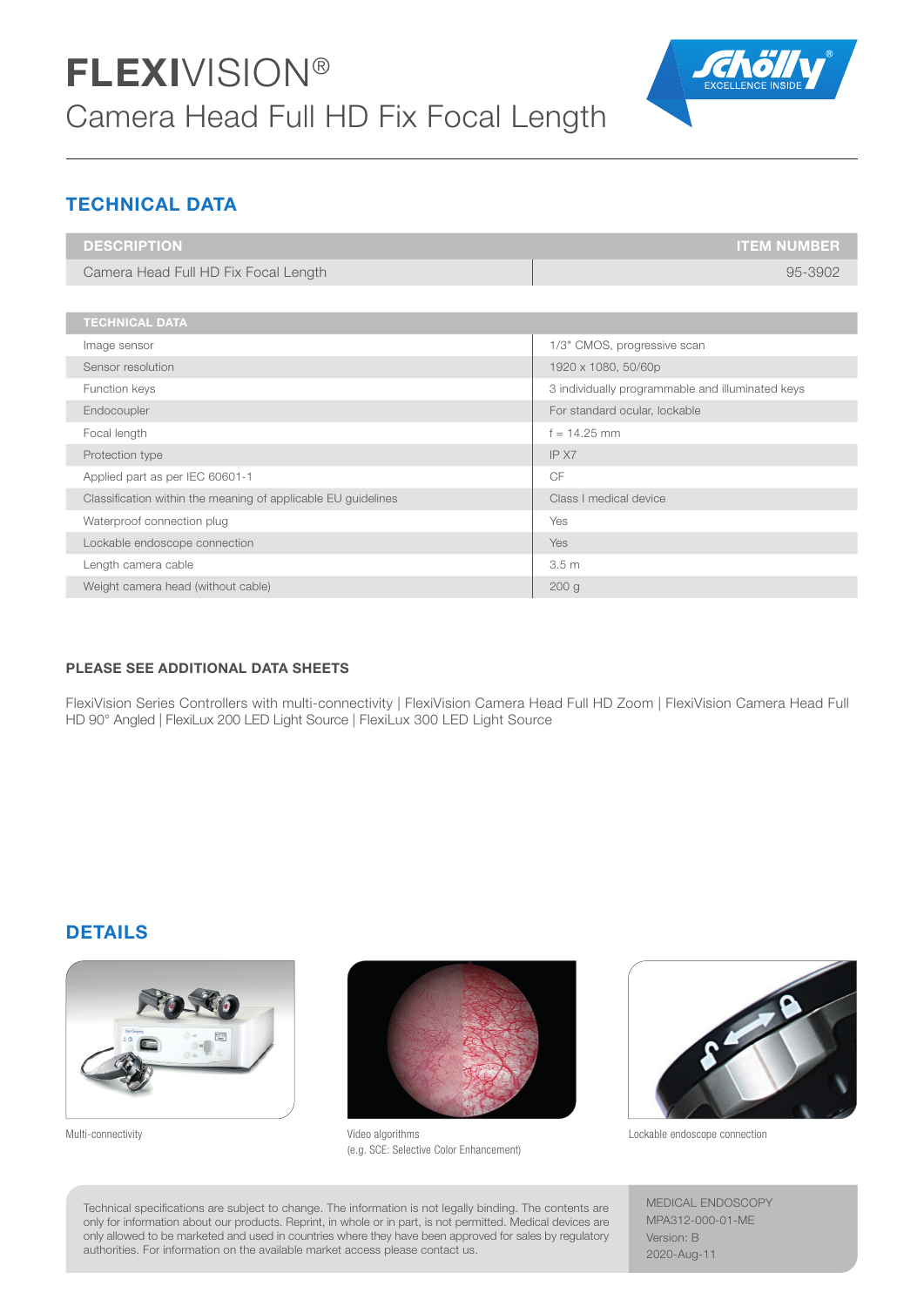# FLEXIVISION®

## Camera Head Full HD Fix Focal Length

## TECHNICAL DATA

| DESCRIPTION | ITEM NUMBER |
|---|---|
| Camera Head Full HD Fix Focal Length | 95-3902 |

| TECHNICAL DATA | |
|---|---|
| Image sensor | 1/3" CMOS, progressive scan |
| Sensor resolution | 1920 x 1080, 50/60p |
| Function keys | 3 individually programmable and illuminated keys |
| Endocoupler | For standard ocular, lockable |
| Focal length | f = 14.25 mm |
| Protection type | IP X7 |
| Applied part as per IEC 60601-1 | CF |
| Classification within the meaning of applicable EU guidelines | Class I medical device |
| Waterproof connection plug | Yes |
| Lockable endoscope connection | Yes |
| Length camera cable | 3.5 m |
| Weight camera head (without cable) | 200 g |

### PLEASE SEE ADDITIONAL DATA SHEETS

FlexiVision Series Controllers with multi-connectivity | FlexiVision Camera Head Full HD Zoom | FlexiVision Camera Head Full HD 90° Angled | FlexiLux 200 LED Light Source | FlexiLux 300 LED Light Source

## DETAILS

Multi-connectivity

Video algorithms
(e.g. SCE: Selective Color Enhancement)

Lockable endoscope connection

Technical specifications are subject to change. The information is not legally binding. The contents are only for information about our products. Reprint, in whole or in part, is not permitted. Medical devices are only allowed to be marketed and used in countries where they have been approved for sales by regulatory authorities. For information on the available market access please contact us.

MEDICAL ENDOSCOPY
MPA312-000-01-ME
Version: B
2020-Aug-11